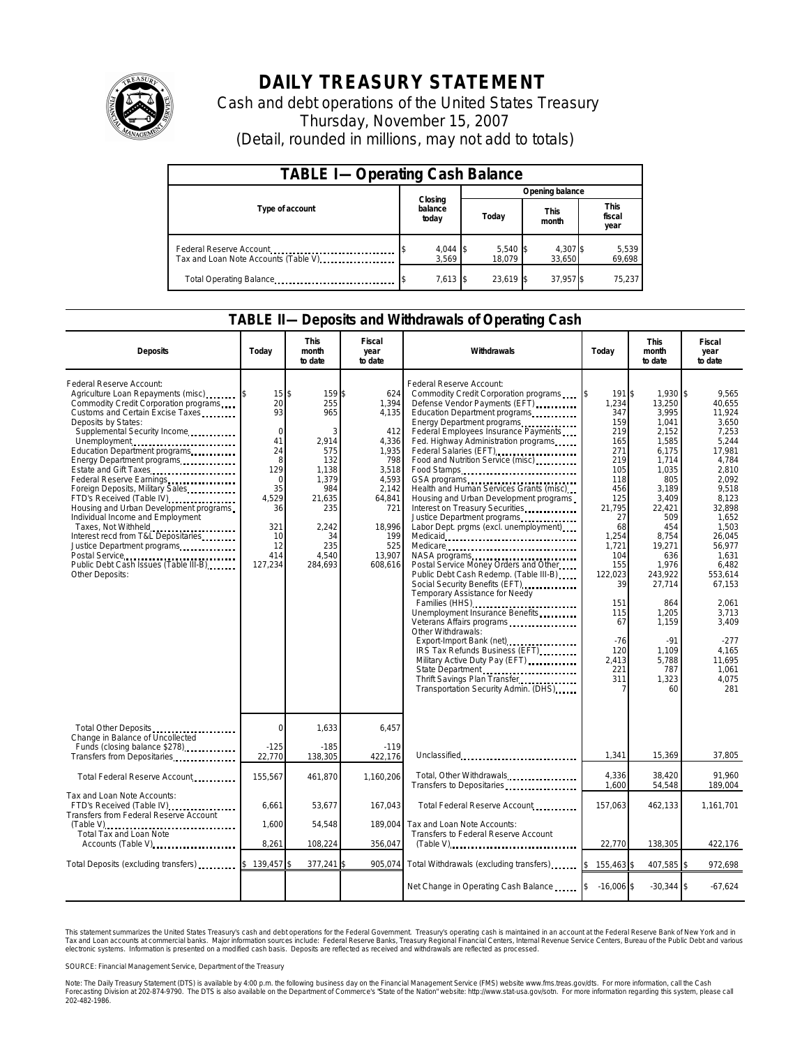# DAILY TREASURY STATEMENT

Cash and debt operations of the United States Treasury

Thursday, November 15, 2007

(Detail, rounded in millions, may not add to totals)

## TABLE I—Operating Cash Balance

| Type of account | Closing balance today | Opening balance Today | Opening balance This month | Opening balance This fiscal year |
|---|---|---|---|---|
| Federal Reserve Account | $ 4,044 | $ 5,540 | $ 4,307 | $ 5,539 |
| Tax and Loan Note Accounts (Table V) | 3,569 | 18,079 | 33,650 | 69,698 |
| Total Operating Balance | $ 7,613 | $ 23,619 | $ 37,957 | $ 75,237 |

## TABLE II—Deposits and Withdrawals of Operating Cash

| Deposits | Today | This month to date | Fiscal year to date |
|---|---|---|---|
| Federal Reserve Account: | | | |
| Agriculture Loan Repayments (misc) | $ 15 | $ 159 | $ 624 |
| Commodity Credit Corporation programs | 20 | 255 | 1,394 |
| Customs and Certain Excise Taxes | 93 | 965 | 4,135 |
| Deposits by States: | | | |
| Supplemental Security Income | 0 | 3 | 412 |
| Unemployment | 41 | 2,914 | 4,336 |
| Education Department programs | 24 | 575 | 1,935 |
| Energy Department programs | 8 | 132 | 798 |
| Estate and Gift Taxes | 129 | 1,138 | 3,518 |
| Federal Reserve Earnings | 0 | 1,379 | 4,593 |
| Foreign Deposits, Military Sales | 35 | 984 | 2,142 |
| FTD's Received (Table IV) | 4,529 | 21,635 | 64,841 |
| Housing and Urban Development programs | 36 | 235 | 721 |
| Individual Income and Employment Taxes, Not Withheld | 321 | 2,242 | 18,996 |
| Interest recd from T&L Depositaries | 10 | 34 | 199 |
| Justice Department programs | 12 | 235 | 525 |
| Postal Service | 414 | 4,540 | 13,907 |
| Public Debt Cash Issues (Table III-B) | 127,234 | 284,693 | 608,616 |
| Other Deposits: | | | |
| Total Other Deposits | 0 | 1,633 | 6,457 |
| Change in Balance of Uncollected Funds (closing balance $278) | -125 | -185 | -119 |
| Transfers from Depositaries | 22,770 | 138,305 | 422,176 |
| Total Federal Reserve Account | 155,567 | 461,870 | 1,160,206 |
| Tax and Loan Note Accounts: | | | |
| FTD's Received (Table IV) | 6,661 | 53,677 | 167,043 |
| Transfers from Federal Reserve Account (Table V) | 1,600 | 54,548 | 189,004 |
| Total Tax and Loan Note Accounts (Table V) | 8,261 | 108,224 | 356,047 |
| Total Deposits (excluding transfers) | $ 139,457 | $ 377,241 | $ 905,074 |

| Withdrawals | Today | This month to date | Fiscal year to date |
|---|---|---|---|
| Federal Reserve Account: | | | |
| Commodity Credit Corporation programs | $ 191 | $ 1,930 | $ 9,565 |
| Defense Vendor Payments (EFT) | 1,234 | 13,250 | 40,655 |
| Education Department programs | 347 | 3,995 | 11,924 |
| Energy Department programs | 159 | 1,041 | 3,650 |
| Federal Employees Insurance Payments | 219 | 2,152 | 7,253 |
| Fed. Highway Administration programs | 165 | 1,585 | 5,244 |
| Federal Salaries (EFT) | 271 | 6,175 | 17,981 |
| Food and Nutrition Service (misc) | 219 | 1,714 | 4,784 |
| Food Stamps | 105 | 1,035 | 2,810 |
| GSA programs | 118 | 805 | 2,092 |
| Health and Human Services Grants (misc) | 456 | 3,189 | 9,518 |
| Housing and Urban Development programs | 125 | 3,409 | 8,123 |
| Interest on Treasury Securities | 21,795 | 22,421 | 32,898 |
| Justice Department programs | 27 | 509 | 1,652 |
| Labor Dept. prgms (excl. unemployment) | 68 | 454 | 1,503 |
| Medicaid | 1,254 | 8,754 | 26,045 |
| Medicare | 1,721 | 19,271 | 56,977 |
| NASA programs | 104 | 636 | 1,631 |
| Postal Service Money Orders and Other | 155 | 1,976 | 6,482 |
| Public Debt Cash Redemp. (Table III-B) | 122,023 | 243,922 | 553,614 |
| Social Security Benefits (EFT) | 39 | 27,714 | 67,153 |
| Temporary Assistance for Needy Families (HHS) | 151 | 864 | 2,061 |
| Unemployment Insurance Benefits | 115 | 1,205 | 3,713 |
| Veterans Affairs programs | 67 | 1,159 | 3,409 |
| Other Withdrawals: | | | |
| Export-Import Bank (net) | -76 | -91 | -277 |
| IRS Tax Refunds Business (EFT) | 120 | 1,109 | 4,165 |
| Military Active Duty Pay (EFT) | 2,413 | 5,788 | 11,695 |
| State Department | 221 | 787 | 1,061 |
| Thrift Savings Plan Transfer | 311 | 1,323 | 4,075 |
| Transportation Security Admin. (DHS) | 7 | 60 | 281 |
| Unclassified | 1,341 | 15,369 | 37,805 |
| Total, Other Withdrawals | 4,336 | 38,420 | 91,960 |
| Transfers to Depositaries | 1,600 | 54,548 | 189,004 |
| Total Federal Reserve Account | 157,063 | 462,133 | 1,161,701 |
| Tax and Loan Note Accounts: | | | |
| Transfers to Federal Reserve Account (Table V) | 22,770 | 138,305 | 422,176 |
| Total Withdrawals (excluding transfers) | $ 155,463 | $ 407,585 | $ 972,698 |
| Net Change in Operating Cash Balance | $ -16,006 | $ -30,344 | $ -67,624 |

This statement summarizes the United States Treasury's cash and debt operations for the Federal Government. Treasury's operating cash is maintained in an account at the Federal Reserve Bank of New York and in Tax and Loan accounts at commercial banks. Major information sources include: Federal Reserve Banks, Treasury Regional Financial Centers, Internal Revenue Service Centers, Bureau of the Public Debt and various electronic systems. Information is presented on a modified cash basis. Deposits are reflected as received and withdrawals are reflected as processed.

SOURCE: Financial Management Service, Department of the Treasury

Note: The Daily Treasury Statement (DTS) is available by 4:00 p.m. the following business day on the Financial Management Service (FMS) website www.fms.treas.gov/dts. For more information, call the Cash Forecasting Division at 202-874-9790. The DTS is also available on the Department of Commerce's "State of the Nation" website: http://www.stat-usa.gov/sotn. For more information regarding this system, please call 202-482-1986.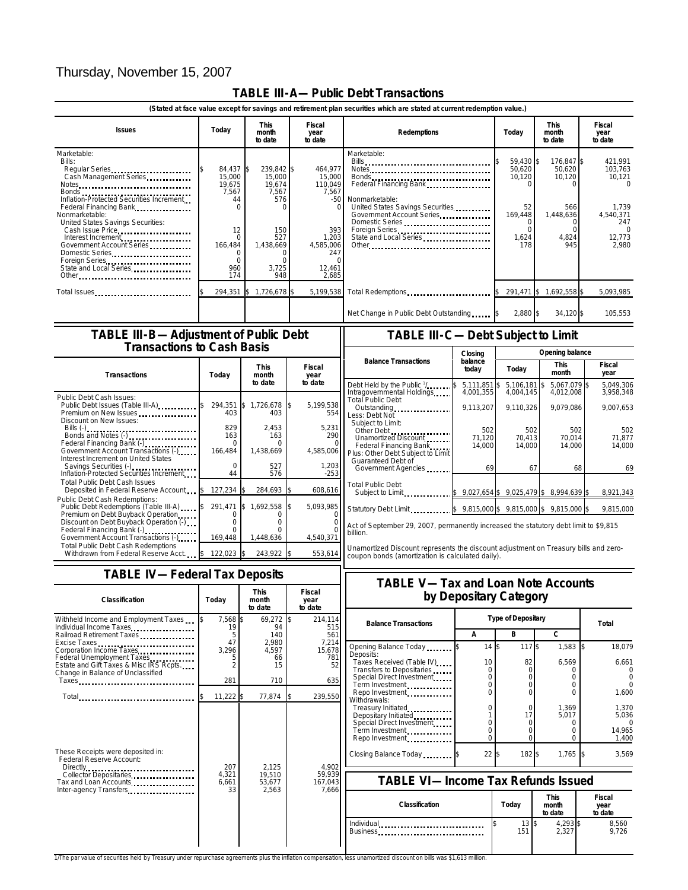Thursday, November 15, 2007

## TABLE III-A— Public Debt Transactions

(Stated at face value except for savings and retirement plan securities which are stated at current redemption value.)

| Issues | Today | This month to date | Fiscal year to date |
|---|---|---|---|
| Marketable: | | | |
| Bills: | | | |
| Regular Series | $ 84,437 | $ 239,842 | $ 464,977 |
| Cash Management Series | 15,000 | 15,000 | 15,000 |
| Notes | 19,675 | 19,674 | 110,049 |
| Bonds | 7,567 | 7,567 | 7,567 |
| Inflation-Protected Securities Increment | 44 | 576 | -50 |
| Federal Financing Bank | 0 | 0 | 0 |
| Nonmarketable: | | | |
| United States Savings Securities: | | | |
| Cash Issue Price | 12 | 150 | 393 |
| Interest Increment | 0 | 527 | 1,203 |
| Government Account Series | 166,484 | 1,438,669 | 4,585,006 |
| Domestic Series | 0 | 0 | 247 |
| Foreign Series | 0 | 0 | 0 |
| State and Local Series | 960 | 3,725 | 12,461 |
| Other | 174 | 948 | 2,685 |
| Total Issues | $ 294,351 | $ 1,726,678 | $ 5,199,538 |

| Redemptions | Today | This month to date | Fiscal year to date |
|---|---|---|---|
| Marketable: | | | |
| Bills | $ 59,430 | $ 176,847 | $ 421,991 |
| Notes | 50,620 | 50,620 | 103,763 |
| Bonds | 10,120 | 10,120 | 10,121 |
| Federal Financing Bank | 0 | 0 | 0 |
| Nonmarketable: | | | |
| United States Savings Securities | 52 | 566 | 1,739 |
| Government Account Series | 169,448 | 1,448,636 | 4,540,371 |
| Domestic Series | 0 | 0 | 247 |
| Foreign Series | 0 | 0 | 0 |
| State and Local Series | 1,624 | 4,824 | 12,773 |
| Other | 178 | 945 | 2,980 |
| Total Redemptions | $ 291,471 | $ 1,692,558 | $ 5,093,985 |
| Net Change in Public Debt Outstanding | $ 2,880 | $ 34,120 | $ 105,553 |

## TABLE III-B— Adjustment of Public Debt Transactions to Cash Basis

| Transactions | Today | This month to date | Fiscal year to date |
|---|---|---|---|
| Public Debt Cash Issues: | | | |
| Public Debt Issues (Table III-A) | $ 294,351 | $ 1,726,678 | $ 5,199,538 |
| Premium on New Issues | 403 | 403 | 554 |
| Discount on New Issues: | | | |
| Bills (-) | 829 | 2,453 | 5,231 |
| Bonds and Notes (-) | 163 | 163 | 290 |
| Federal Financing Bank (-) | 0 | 0 | 0 |
| Government Account Transactions (-) | 166,484 | 1,438,669 | 4,585,006 |
| Interest Increment on United States Savings Securities (-) | 0 | 527 | 1,203 |
| Inflation-Protected Securities Increment | 44 | 576 | -253 |
| Total Public Debt Cash Issues Deposited in Federal Reserve Account | $ 127,234 | $ 284,693 | $ 608,616 |
| Public Debt Cash Redemptions: | | | |
| Public Debt Redemptions (Table III-A) | $ 291,471 | $ 1,692,558 | $ 5,093,985 |
| Premium on Debt Buyback Operation | 0 | 0 | 0 |
| Discount on Debt Buyback Operation (-) | 0 | 0 | 0 |
| Federal Financing Bank (-) | 0 | 0 | 0 |
| Government Account Transactions (-) | 169,448 | 1,448,636 | 4,540,371 |
| Total Public Debt Cash Redemptions Withdrawn from Federal Reserve Acct. | $ 122,023 | $ 243,922 | $ 553,614 |

## TABLE III-C— Debt Subject to Limit

| Balance Transactions | Closing balance today | Opening balance Today | Opening balance This month | Opening balance Fiscal year |
|---|---|---|---|---|
| Debt Held by the Public [1] | $ 5,111,851 | $ 5,106,181 | $ 5,067,079 | $ 5,049,306 |
| Intragovernmental Holdings | 4,001,355 | 4,004,145 | 4,012,008 | 3,958,348 |
| Total Public Debt Outstanding | 9,113,207 | 9,110,326 | 9,079,086 | 9,007,653 |
| Less: Debt Not Subject to Limit: | | | | |
| Other Debt | 502 | 502 | 502 | 502 |
| Unamortized Discount | 71,120 | 70,413 | 70,014 | 71,877 |
| Federal Financing Bank | 14,000 | 14,000 | 14,000 | 14,000 |
| Plus: Other Debt Subject to Limit Guaranteed Debt of Government Agencies | 69 | 67 | 68 | 69 |
| Total Public Debt Subject to Limit | $ 9,027,654 | $ 9,025,479 | $ 8,994,639 | $ 8,921,343 |
| Statutory Debt Limit | $ 9,815,000 | $ 9,815,000 | $ 9,815,000 | $ 9,815,000 |

Act of September 29, 2007, permanently increased the statutory debt limit to $9,815 billion.

Unamortized Discount represents the discount adjustment on Treasury bills and zero-coupon bonds (amortization is calculated daily).

## TABLE IV— Federal Tax Deposits

| Classification | Today | This month to date | Fiscal year to date |
|---|---|---|---|
| Withheld Income and Employment Taxes | $ 7,568 | $ 69,272 | $ 214,114 |
| Individual Income Taxes | 19 | 94 | 515 |
| Railroad Retirement Taxes | 5 | 140 | 561 |
| Excise Taxes | 47 | 2,980 | 7,214 |
| Corporation Income Taxes | 3,296 | 4,597 | 15,678 |
| Federal Unemployment Taxes | 5 | 66 | 781 |
| Estate and Gift Taxes & Misc IRS Rcpts. | 2 | 15 | 52 |
| Change in Balance of Unclassified Taxes | 281 | 710 | 635 |
| Total | $ 11,222 | $ 77,874 | $ 239,550 |
| These Receipts were deposited in: | | | |
| Federal Reserve Account: | | | |
| Directly | 207 | 2,125 | 4,902 |
| Collector Depositaries | 4,321 | 19,510 | 59,939 |
| Tax and Loan Accounts | 6,661 | 53,677 | 167,043 |
| Inter-agency Transfers | 33 | 2,563 | 7,666 |

## TABLE V— Tax and Loan Note Accounts by Depositary Category

| Balance Transactions | Type of Depositary A | B | C | Total |
|---|---|---|---|---|
| Opening Balance Today | $ 14 | $ 117 | $ 1,583 | $ 18,079 |
| Deposits: | | | | |
| Taxes Received (Table IV) | 10 | 82 | 6,569 | 6,661 |
| Transfers to Depositaries | 0 | 0 | 0 | 0 |
| Special Direct Investment | 0 | 0 | 0 | 0 |
| Term Investment | 0 | 0 | 0 | 0 |
| Repo Investment | 0 | 0 | 0 | 1,600 |
| Withdrawals: | | | | |
| Treasury Initiated | 0 | 0 | 1,369 | 1,370 |
| Depositary Initiated | 1 | 17 | 5,017 | 5,036 |
| Special Direct Investment | 0 | 0 | 0 | 0 |
| Term Investment | 0 | 0 | 0 | 14,965 |
| Repo Investment | 0 | 0 | 0 | 1,400 |
| Closing Balance Today | $ 22 | $ 182 | $ 1,765 | $ 3,569 |

## TABLE VI— Income Tax Refunds Issued

| Classification | Today | This month to date | Fiscal year to date |
|---|---|---|---|
| Individual | $ 13 | $ 4,293 | $ 8,560 |
| Business | 151 | 2,327 | 9,726 |

1/The par value of securities held by Treasury under repurchase agreements plus the inflation compensation, less unamortized discount on bills was $1,613 million.